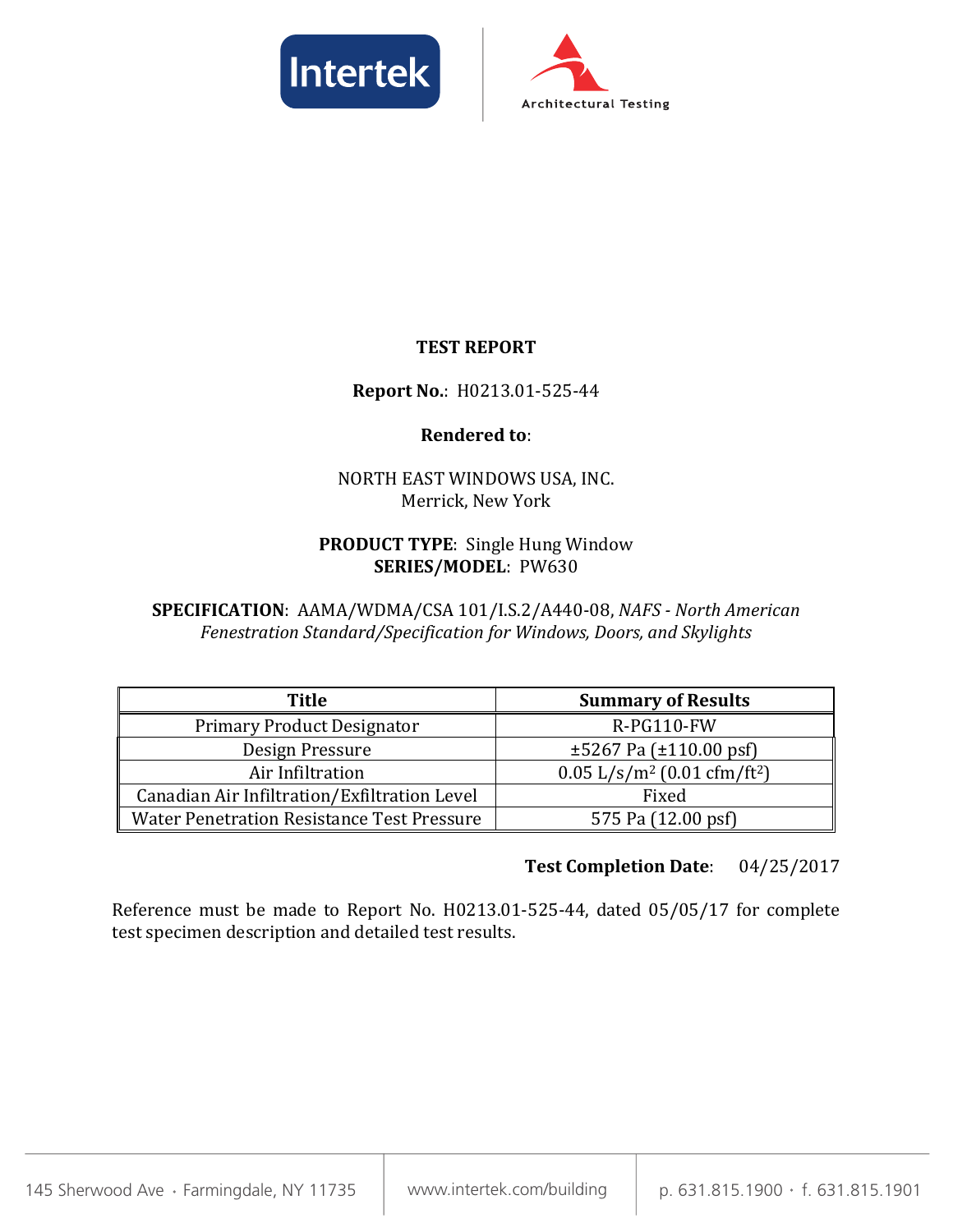Intertek

Architectural Testing

# TEST REPORT

**Report No.**: H0213.01-525-44

**Rendered to**:

NORTH EAST WINDOWS USA, INC.
Merrick, New York

**PRODUCT TYPE**: Single Hung Window
**SERIES/MODEL**: PW630

**SPECIFICATION**: AAMA/WDMA/CSA 101/I.S.2/A440-08, *NAFS - North American Fenestration Standard/Specification for Windows, Doors, and Skylights*

| Title | Summary of Results |
|---|---|
| Primary Product Designator | R-PG110-FW |
| Design Pressure | ±5267 Pa (±110.00 psf) |
| Air Infiltration | 0.05 L/s/m² (0.01 cfm/ft²) |
| Canadian Air Infiltration/Exfiltration Level | Fixed |
| Water Penetration Resistance Test Pressure | 575 Pa (12.00 psf) |

**Test Completion Date**: 04/25/2017

Reference must be made to Report No. H0213.01-525-44, dated 05/05/17 for complete test specimen description and detailed test results.

145 Sherwood Ave · Farmingdale, NY 11735 | www.intertek.com/building | p. 631.815.1900 · f. 631.815.1901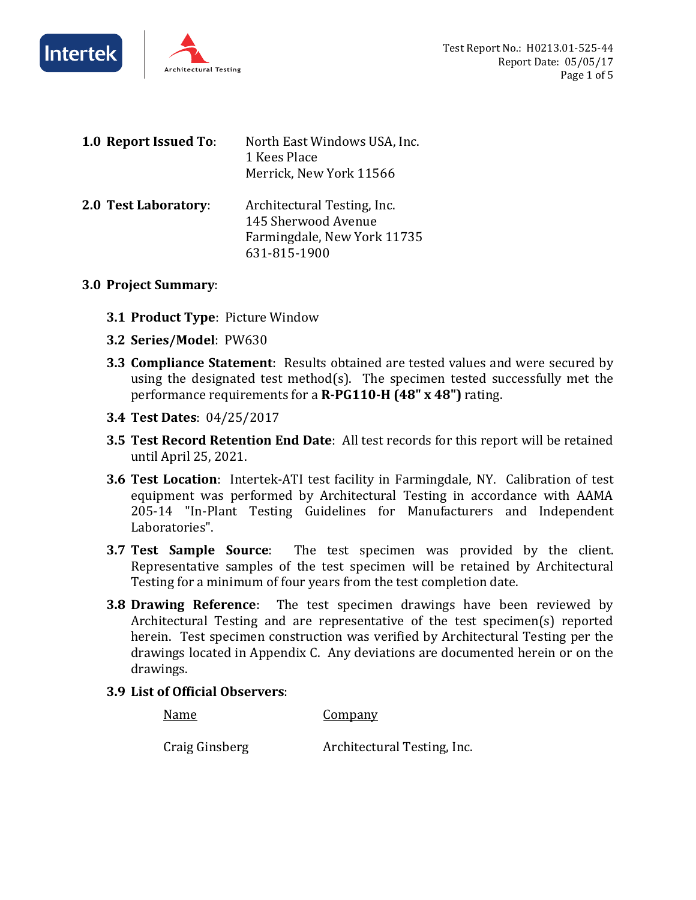**1.0 Report Issued To**: North East Windows USA, Inc.
1 Kees Place
Merrick, New York 11566

**2.0 Test Laboratory**: Architectural Testing, Inc.
145 Sherwood Avenue
Farmingdale, New York 11735
631-815-1900

**3.0 Project Summary**:

**3.1 Product Type**: Picture Window

**3.2 Series/Model**: PW630

**3.3 Compliance Statement**: Results obtained are tested values and were secured by using the designated test method(s). The specimen tested successfully met the performance requirements for a **R-PG110-H (48" x 48")** rating.

**3.4 Test Dates**: 04/25/2017

**3.5 Test Record Retention End Date**: All test records for this report will be retained until April 25, 2021.

**3.6 Test Location**: Intertek-ATI test facility in Farmingdale, NY. Calibration of test equipment was performed by Architectural Testing in accordance with AAMA 205-14 "In-Plant Testing Guidelines for Manufacturers and Independent Laboratories".

**3.7 Test Sample Source**: The test specimen was provided by the client. Representative samples of the test specimen will be retained by Architectural Testing for a minimum of four years from the test completion date.

**3.8 Drawing Reference**: The test specimen drawings have been reviewed by Architectural Testing and are representative of the test specimen(s) reported herein. Test specimen construction was verified by Architectural Testing per the drawings located in Appendix C. Any deviations are documented herein or on the drawings.

**3.9 List of Official Observers**:

| Name | Company |
|---|---|
| Craig Ginsberg | Architectural Testing, Inc. |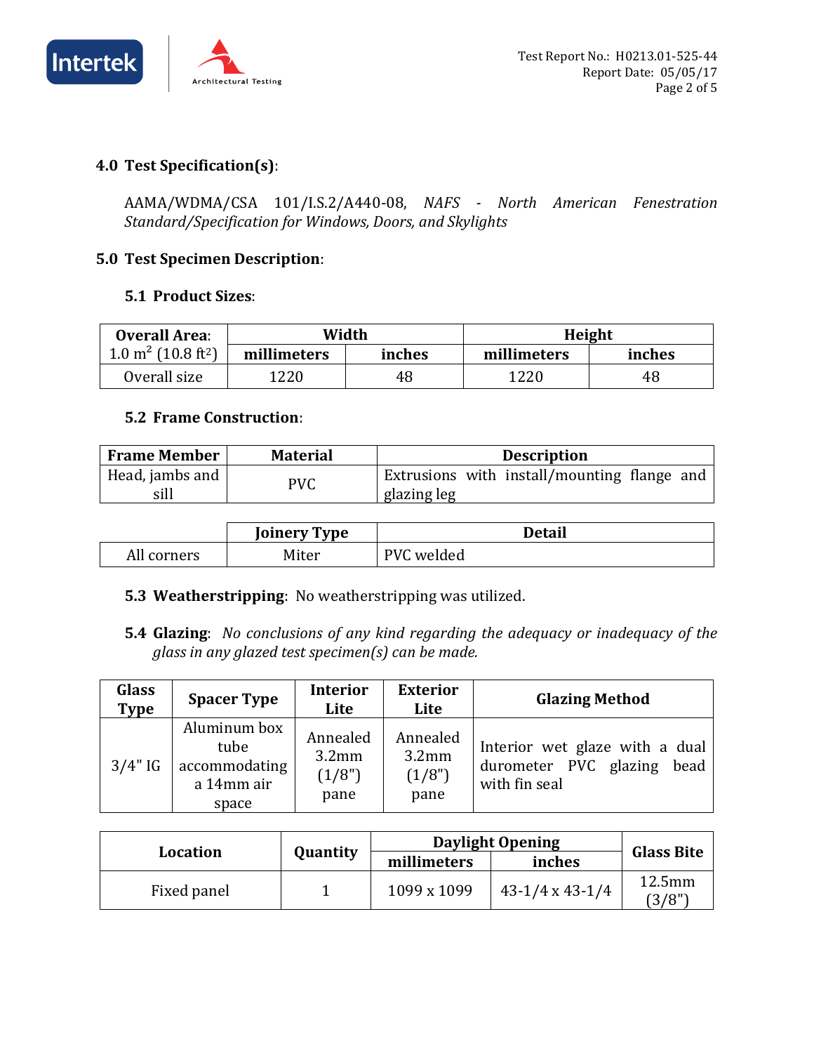## 4.0 Test Specification(s):

AAMA/WDMA/CSA 101/I.S.2/A440-08, *NAFS - North American Fenestration Standard/Specification for Windows, Doors, and Skylights*

## 5.0 Test Specimen Description:

### 5.1 Product Sizes:

| **Overall Area:** 1.0 $m^2$ (10.8 $ft^2$) | **Width** | | **Height** | |
|---|---|---|---|---|
| | **millimeters** | **inches** | **millimeters** | **inches** |
| Overall size | 1220 | 48 | 1220 | 48 |

### 5.2 Frame Construction:

| **Frame Member** | **Material** | **Description** |
|---|---|---|
| Head, jambs and sill | PVC | Extrusions with install/mounting flange and glazing leg |

| | **Joinery Type** | **Detail** |
|---|---|---|
| All corners | Miter | PVC welded |

### 5.3 Weatherstripping: No weatherstripping was utilized.

### 5.4 Glazing: *No conclusions of any kind regarding the adequacy or inadequacy of the glass in any glazed test specimen(s) can be made.*

| **Glass Type** | **Spacer Type** | **Interior Lite** | **Exterior Lite** | **Glazing Method** |
|---|---|---|---|---|
| 3/4" IG | Aluminum box tube accommodating a 14mm air space | Annealed 3.2mm (1/8") pane | Annealed 3.2mm (1/8") pane | Interior wet glaze with a dual durometer PVC glazing bead with fin seal |

| **Location** | **Quantity** | **Daylight Opening** | | **Glass Bite** |
|---|---|---|---|---|
| | | **millimeters** | **inches** | |
| Fixed panel | 1 | 1099 x 1099 | 43-1/4 x 43-1/4 | 12.5mm (3/8") |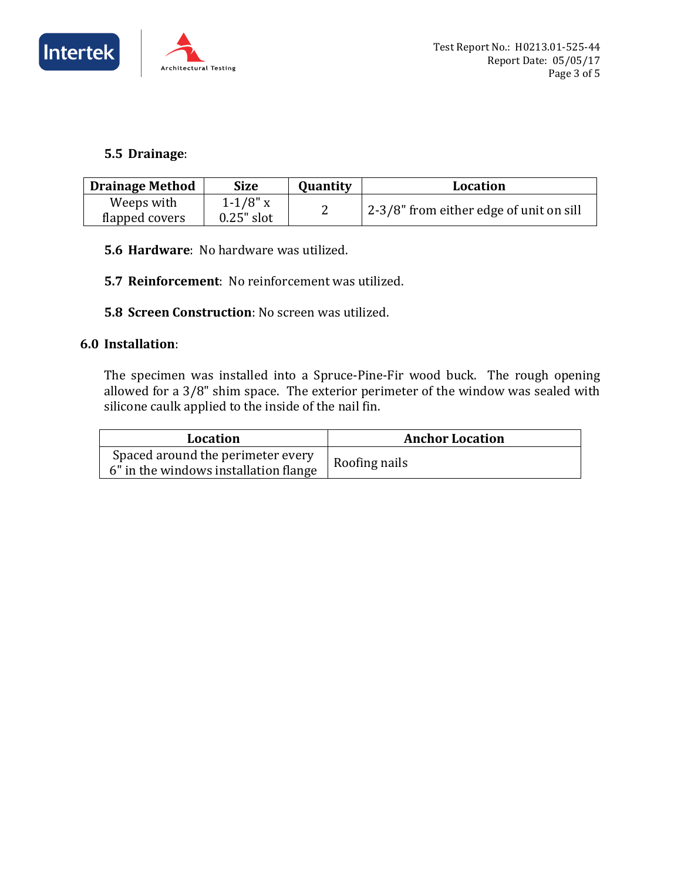**5.5 Drainage**:

| Drainage Method | Size | Quantity | Location |
|---|---|---|---|
| Weeps with flapped covers | 1-1/8" x 0.25" slot | 2 | 2-3/8" from either edge of unit on sill |

**5.6 Hardware**: No hardware was utilized.

**5.7 Reinforcement**: No reinforcement was utilized.

**5.8 Screen Construction**: No screen was utilized.

## 6.0 Installation:

The specimen was installed into a Spruce-Pine-Fir wood buck. The rough opening allowed for a 3/8" shim space. The exterior perimeter of the window was sealed with silicone caulk applied to the inside of the nail fin.

| Location | Anchor Location |
|---|---|
| Spaced around the perimeter every 6" in the windows installation flange | Roofing nails |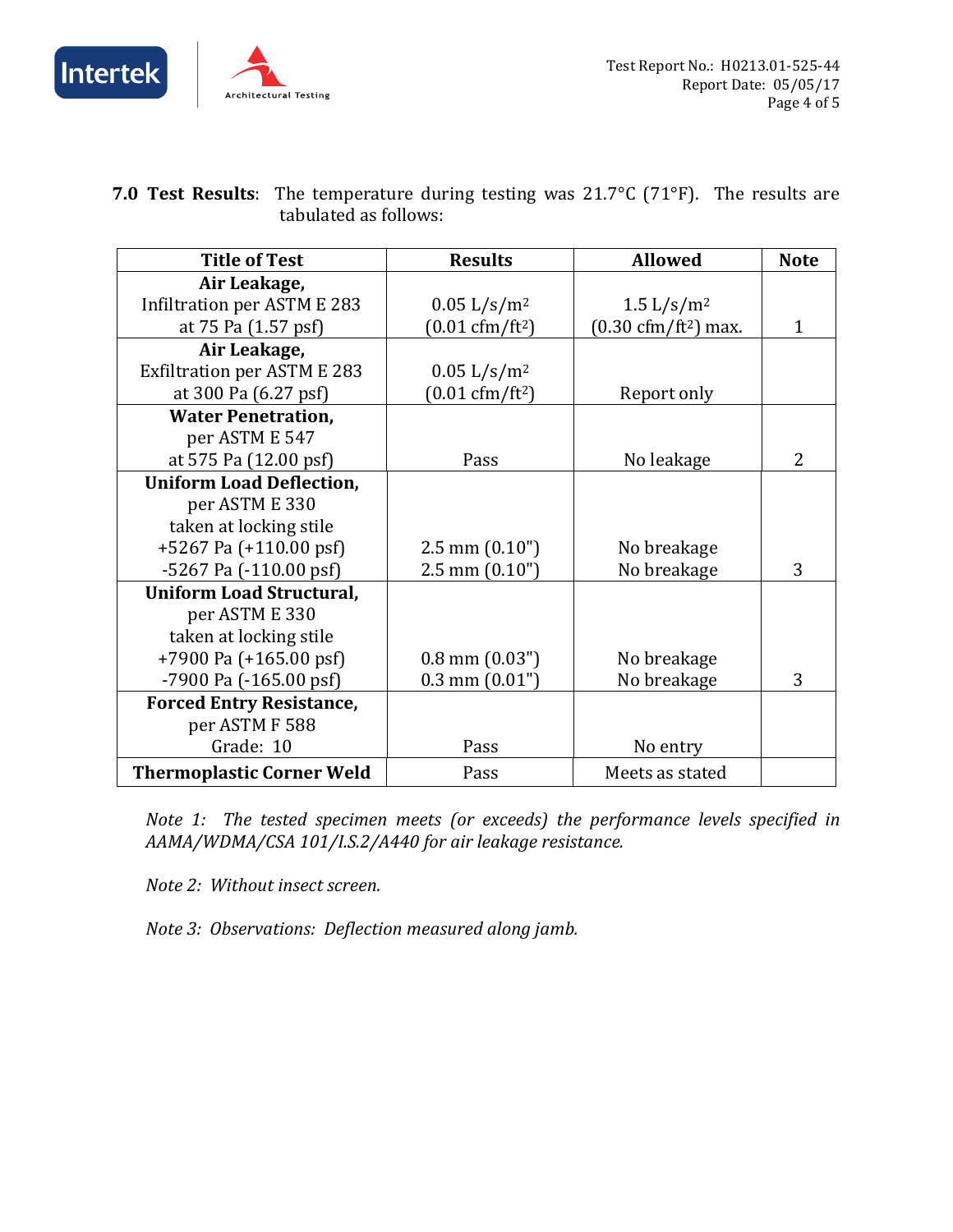**7.0 Test Results**: The temperature during testing was 21.7°C (71°F). The results are tabulated as follows:

| Title of Test | Results | Allowed | Note |
|---|---|---|---|
| **Air Leakage,** Infiltration per ASTM E 283 at 75 Pa (1.57 psf) | 0.05 L/s/m² (0.01 cfm/ft²) | 1.5 L/s/m² (0.30 cfm/ft²) max. | 1 |
| **Air Leakage,** Exfiltration per ASTM E 283 at 300 Pa (6.27 psf) | 0.05 L/s/m² (0.01 cfm/ft²) | Report only | |
| **Water Penetration,** per ASTM E 547 at 575 Pa (12.00 psf) | Pass | No leakage | 2 |
| **Uniform Load Deflection,** per ASTM E 330 taken at locking stile +5267 Pa (+110.00 psf) -5267 Pa (-110.00 psf) | 2.5 mm (0.10") 2.5 mm (0.10") | No breakage No breakage | 3 |
| **Uniform Load Structural,** per ASTM E 330 taken at locking stile +7900 Pa (+165.00 psf) -7900 Pa (-165.00 psf) | 0.8 mm (0.03") 0.3 mm (0.01") | No breakage No breakage | 3 |
| **Forced Entry Resistance,** per ASTM F 588 Grade: 10 | Pass | No entry | |
| **Thermoplastic Corner Weld** | Pass | Meets as stated | |

*Note 1: The tested specimen meets (or exceeds) the performance levels specified in AAMA/WDMA/CSA 101/I.S.2/A440 for air leakage resistance.*

*Note 2: Without insect screen.*

*Note 3: Observations: Deflection measured along jamb.*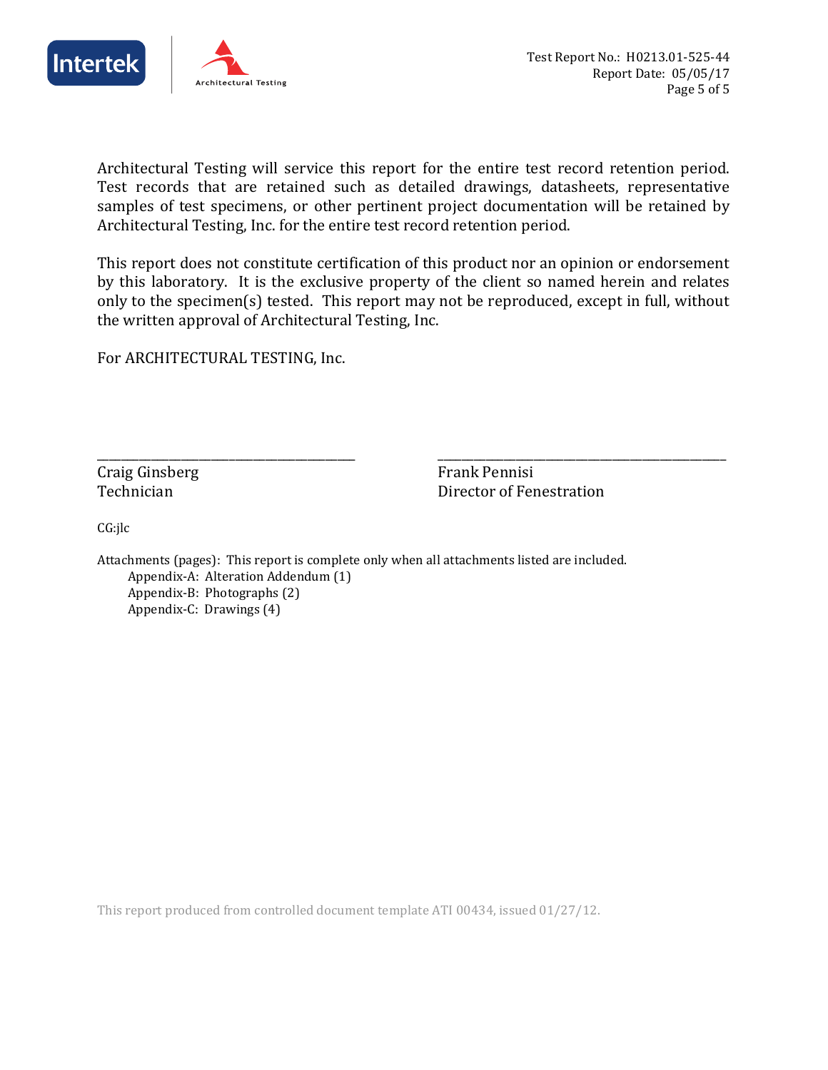Architectural Testing will service this report for the entire test record retention period. Test records that are retained such as detailed drawings, datasheets, representative samples of test specimens, or other pertinent project documentation will be retained by Architectural Testing, Inc. for the entire test record retention period.

This report does not constitute certification of this product nor an opinion or endorsement by this laboratory. It is the exclusive property of the client so named herein and relates only to the specimen(s) tested. This report may not be reproduced, except in full, without the written approval of Architectural Testing, Inc.

For ARCHITECTURAL TESTING, Inc.

| ______________________________ | ______________________________ |
|---|---|
| Craig Ginsberg | Frank Pennisi |
| Technician | Director of Fenestration |

CG:jlc

Attachments (pages): This report is complete only when all attachments listed are included.

- Appendix-A: Alteration Addendum (1)
- Appendix-B: Photographs (2)
- Appendix-C: Drawings (4)

This report produced from controlled document template ATI 00434, issued 01/27/12.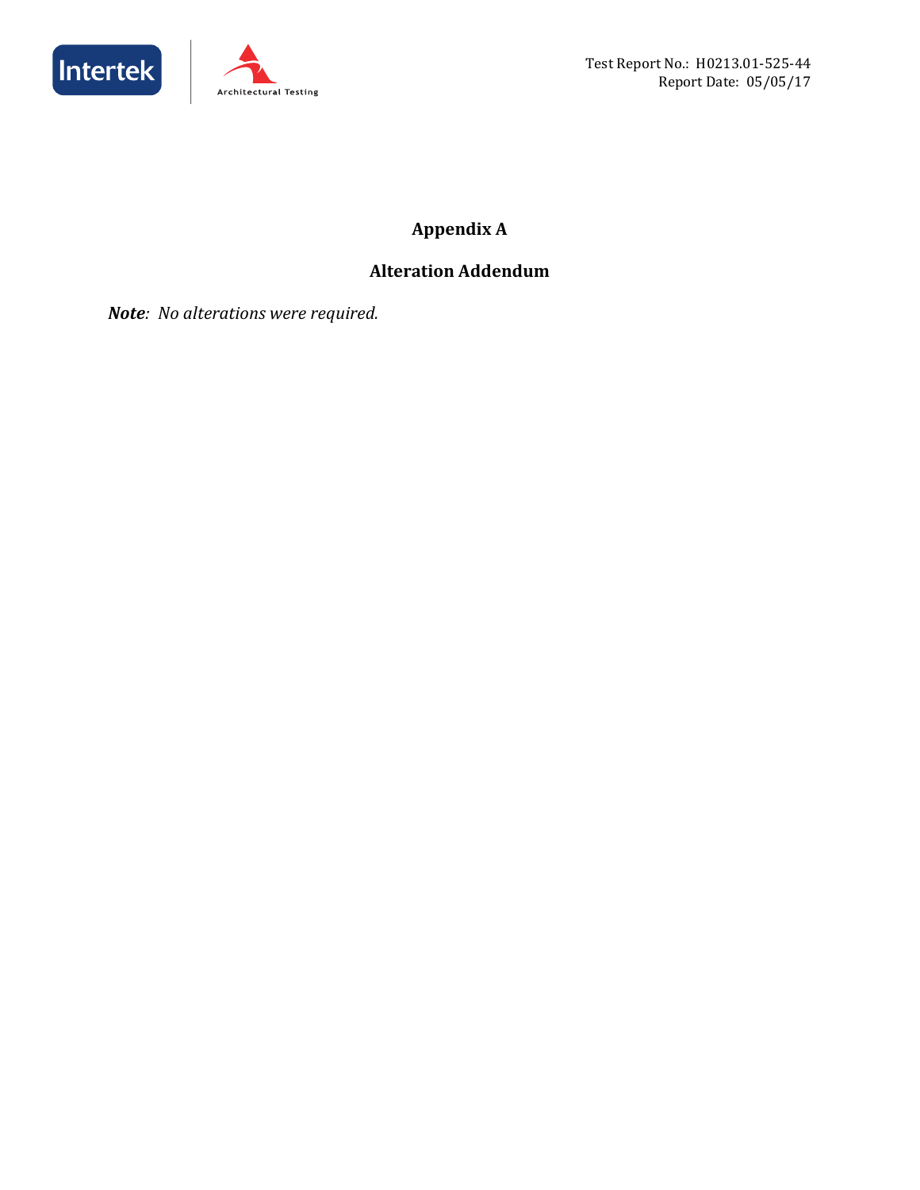# Appendix A

## Alteration Addendum

***Note**: No alterations were required.*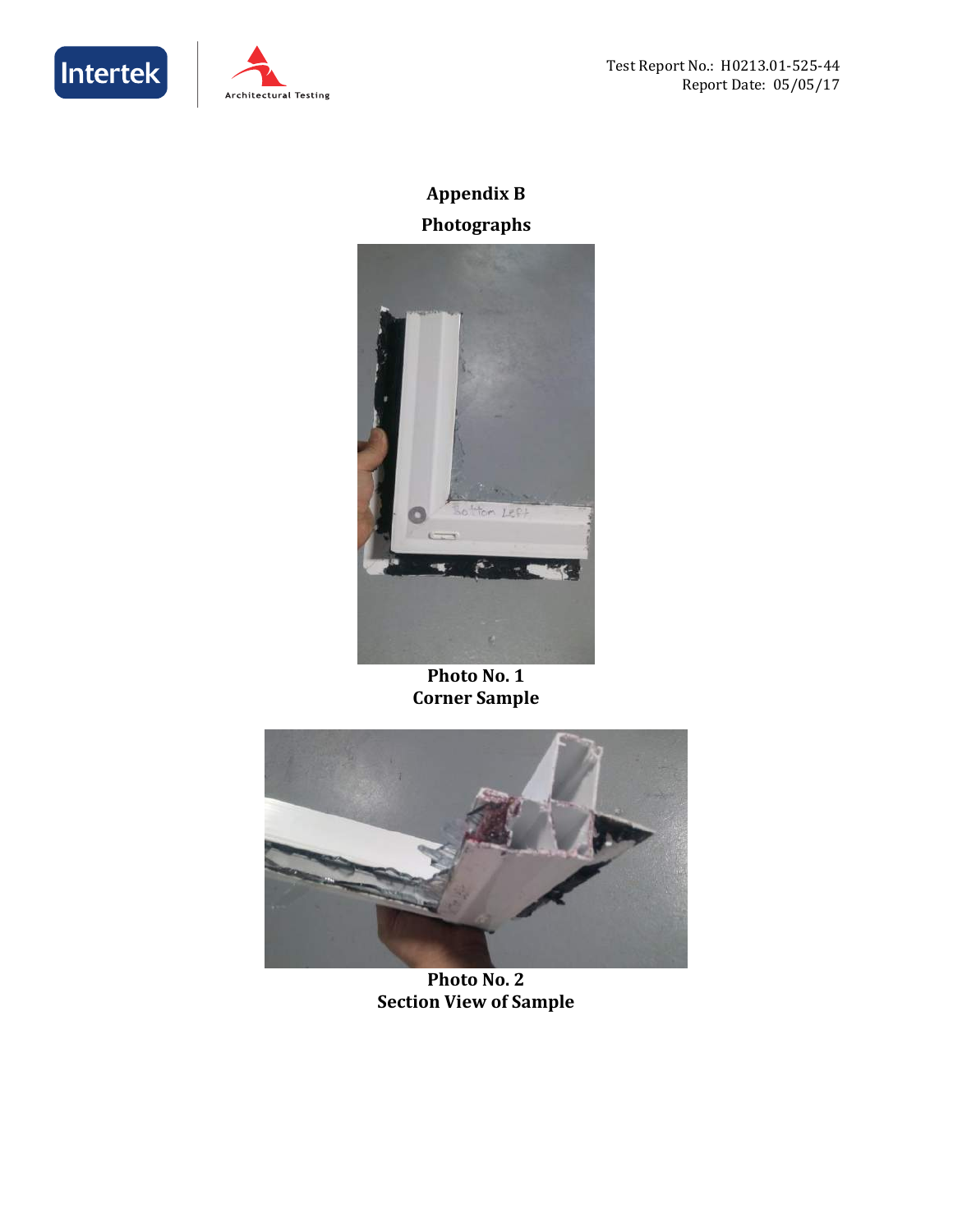## Appendix B

## Photographs

**Photo No. 1**
**Corner Sample**

**Photo No. 2**
**Section View of Sample**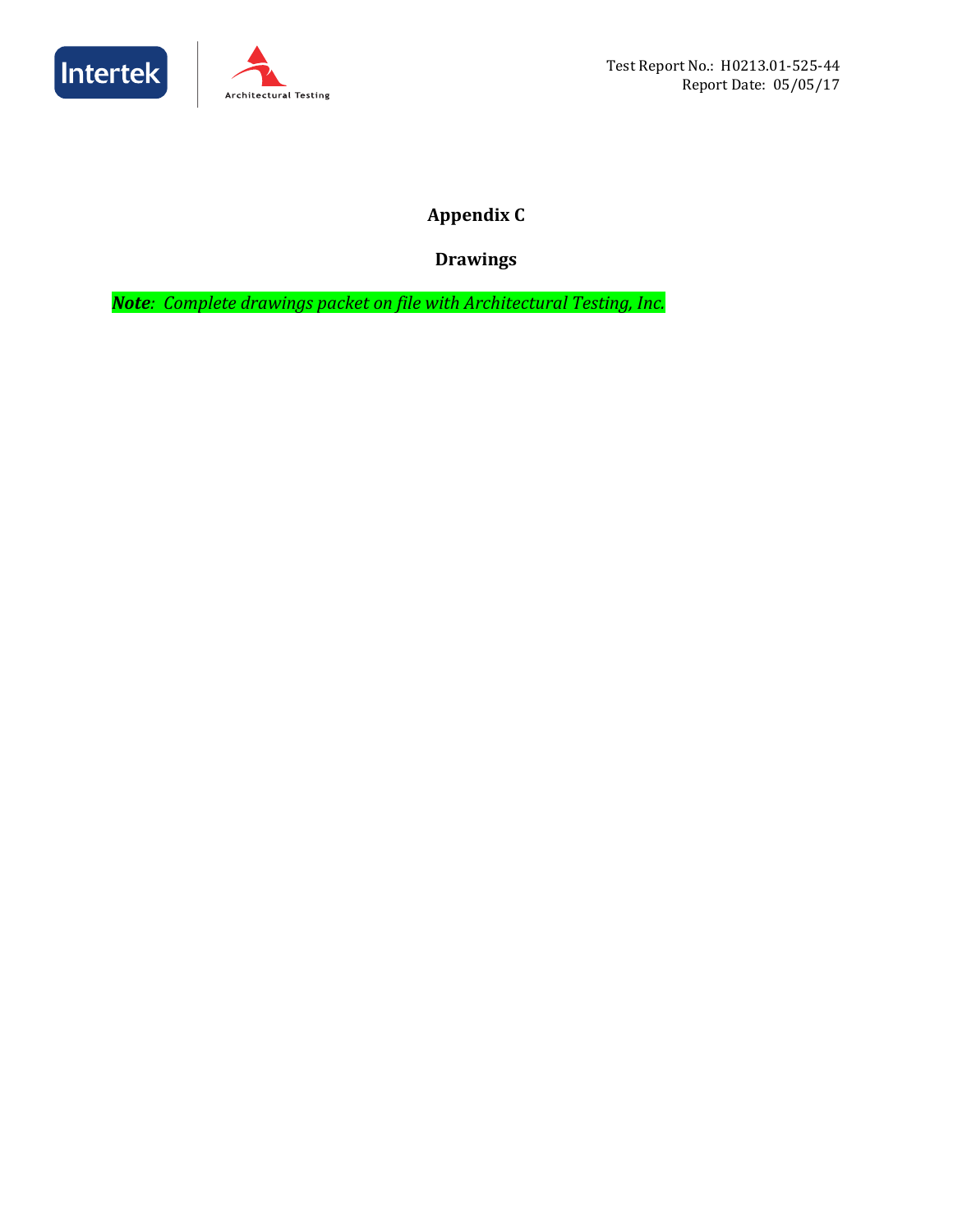# Appendix C

## Drawings

***Note**: Complete drawings packet on file with Architectural Testing, Inc.*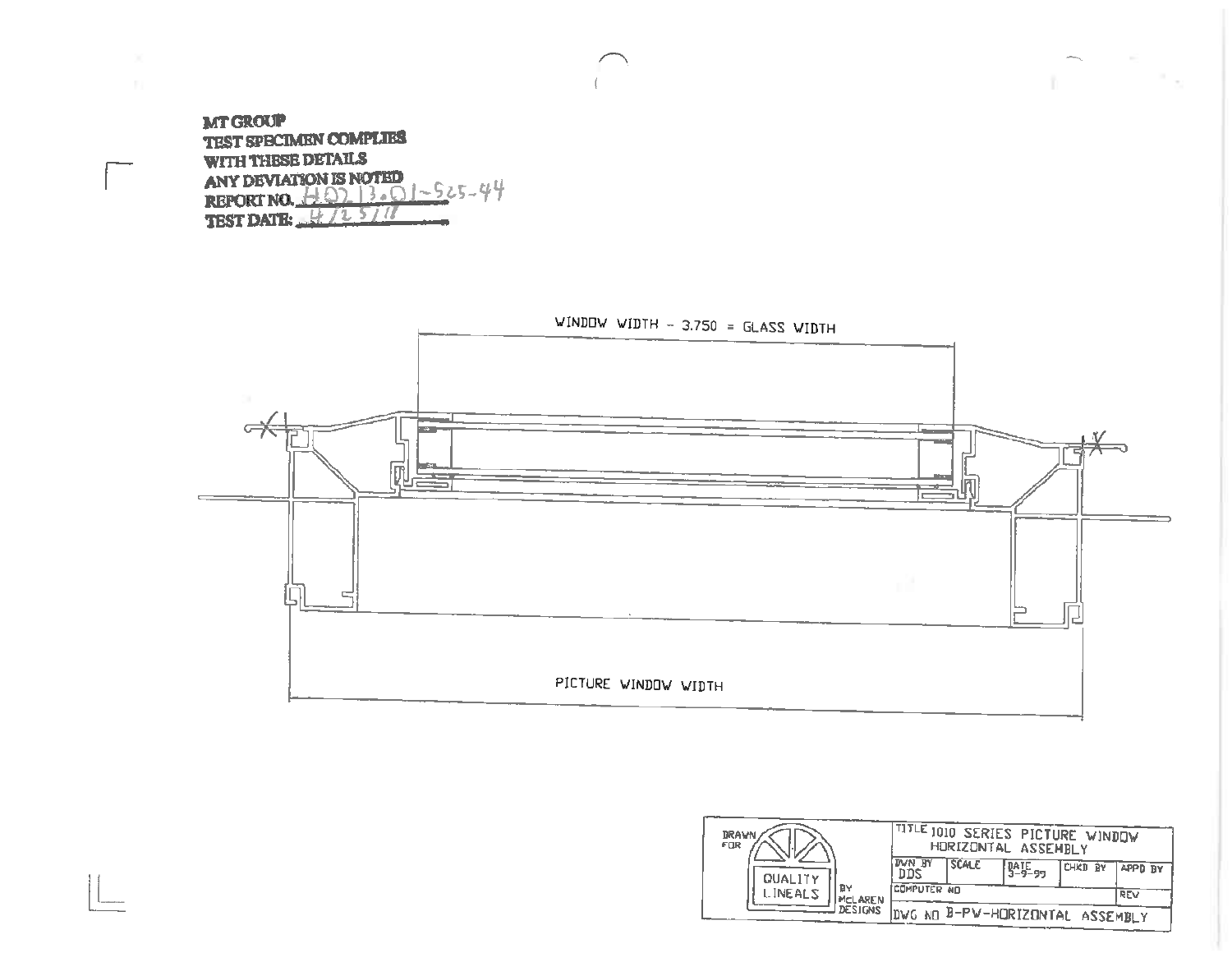**MT GROUP**
**TEST SPECIMEN COMPLIES**
**WITH THESE DETAILS**
**ANY DEVIATION IS NOTED**
**REPORT NO.** HQ213.01-525-44
**TEST DATE:** 4/25/18

WINDOW WIDTH - 3.750 = GLASS WIDTH

PICTURE WINDOW WIDTH

| DRAWN FOR QUALITY LINEALS BY MCLAREN DESIGNS | TITLE 1010 SERIES PICTURE WINDOW HORIZONTAL ASSEMBLY | | | | |
|---|---|---|---|---|---|
| | DWN BY DDS | SCALE | DATE 3-9-99 | CHKD BY | APPD BY |
| | COMPUTER NO | | | | REV |
| | DWG NO B-PW-HORIZONTAL ASSEMBLY | | | | |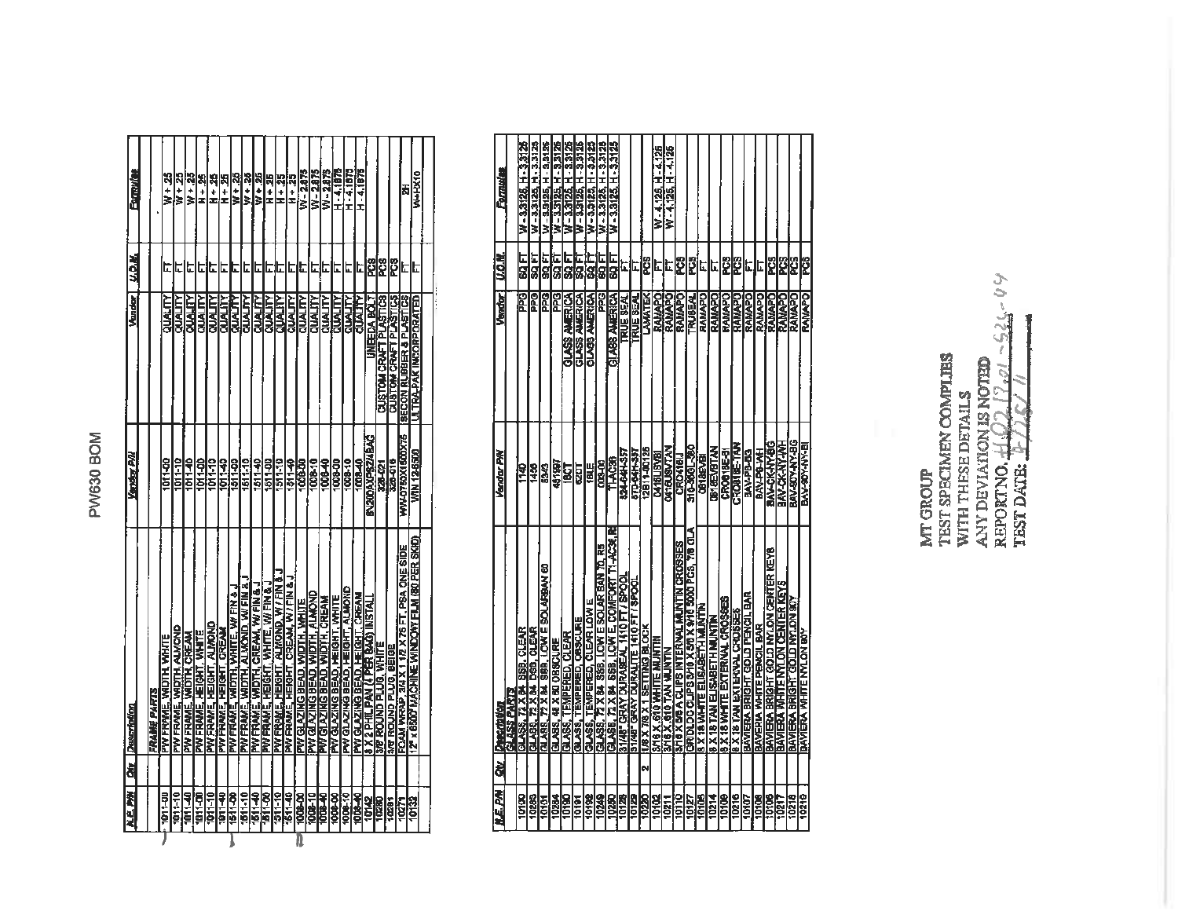# PW630 BOM

| M.E. P/N | Qty | Description | Vendor P/N | Vendor | U.O.M. | Formulas |
|---|---|---|---|---|---|---|
| | | **FRAME PARTS** | | | | |
| 1011-00 | | PW FRAME, WIDTH, WHITE | 1011-00 | QUALITY | FT | W + .25 |
| 1011-10 | | PW FRAME, WIDTH, ALMOND | 1011-10 | QUALITY | FT | W + .25 |
| 1011-40 | | PW FRAME, WIDTH, CREAM | 1011-40 | QUALITY | FT | W + .25 |
| 1011-00 | | PW FRAME, HEIGHT, WHITE | 1011-00 | QUALITY | FT | H + .25 |
| 1011-10 | | PW FRAME, HEIGHT, ALMOND | 1011-10 | QUALITY | FT | H + .25 |
| 1011-40 | | PW FRAME, HEIGHT, CREAM | 1011-40 | QUALITY | FT | H + .25 |
| 1511-00 | | PW FRAME, WIDTH, WHITE, W/ FIN & J | 1511-00 | QUALITY | FT | W + .25 |
| 1511-10 | | PW FRAME, WIDTH, ALMOND, W/ FIN & J | 1511-10 | QUALITY | FT | W + .25 |
| 1511-40 | | PW FRAME, WIDTH, CREAM, W/ FIN & J | 1511-40 | QUALITY | FT | W + .25 |
| 1511-00 | | PW FRAME, HEIGHT, WHITE, W/ FIN & J | 1511-00 | QUALITY | FT | H + .25 |
| 1511-10 | | PW FRAME, HEIGHT, ALMOND, W/ FIN & J | 1511-10 | QUALITY | FT | H + .25 |
| 1511-40 | | PW FRAME, HEIGHT, CREAM, W/ FIN & J | 1511-40 | QUALITY | FT | H + .25 |
| 1008-00 | | PW GLAZING BEAD, WIDTH, WHITE | 1008-00 | QUALITY | FT | W - 2.875 |
| 1008-10 | | PW GLAZING BEAD, WIDTH, ALMOND | 1008-10 | QUALITY | FT | W - 2.875 |
| 1008-40 | | PW GLAZING BEAD, WIDTH, CREAM | 1008-40 | QUALITY | FT | W - 2.875 |
| 1008-00 | | PW GLAZING BEAD, HEIGHT, WHITE | 1008-00 | QUALITY | FT | H - 4.1875 |
| 1008-10 | | PW GLAZING BEAD, HEIGHT, ALMOND | 1008-10 | QUALITY | FT | H - 4.1875 |
| 1008-40 | | PW GLAZING BEAD, HEIGHT, CREAM | 1008-40 | QUALITY | FT | H - 4.1875 |
| 10142 | | 8 X 2 PHIL PAN (4 PER BAG) INSTALL | 8X200AXPS2/4BAG | UNEEDA BOLT | PCS | |
| 10280 | | 3/8" ROUND PLUG, WHITE | 328-021 | CUSTOM CRAFT PLASTICS | PCS | |
| 10281 | | 3/8" ROUND PLUG, BEIGE | 328-016 | CUSTOM CRAFT PLASTICS | PCS | |
| 10271 | | FOAM WRAP 3/4 X 1 1/2 X 75 FT, PSA ONE SIDE | WW-0750X1500X75 | SECON RUBBER & PLASTICS | FT | 2H |
| 10132 | | 12" x 6500' MACHINE WINDOW FILM (80 PER SKID) | WIN 12-6500 | ULTRA-PAK INCORPORATED | FT | W+HX10 |

| M.E. P/N | Qty | Description | Vendor P/N | Vendor | U.O.M. | Formulas |
|---|---|---|---|---|---|---|
| | | **GLASS PARTS** | | | | |
| 10100 | | GLASS, 72 X 84, SSB, CLEAR | 1140 | PPG | SQ FT | W - 3.3125, H - 3.3125 |
| 10283 | | GLASS, 72 X 84, DSB, CLEAR | 1456 | PPG | SQ FT | W - 3.3125, H - 3.3125 |
| 10101 | | GLASS, 72 X 84, SSB, LOW E SOLARBAN 60 | 5343 | PPG | SQ FT | W - 3.3125, H - 3.3125 |
| 10284 | | GLASS, 48 X 80 OBSCURE | 461697 | PPG | SQ FT | W - 3.3125, H - 3.3125 |
| 10190 | | GLASS, TEMPERED, CLEAR | 18CT | GLASS AMERICA | SQ FT | W - 3.3125, H - 3.3125 |
| 10191 | | GLASS, TEMPERED, OBSCURE | 62OT | GLASS AMERICA | SQ FT | W - 3.3125, H - 3.3125 |
| 10192 | | GLASS, TEMPERED, CLEAR LOW E | 18LE | GLASS AMERICA | SQ FT | W - 3.3125, H - 3.3125 |
| 10249 | | GLASS, 72 X 84, SSB, LOW E SOLAR BAN 70, R5 | 009-00 | PPG | SQ FT | W - 3.3125, H - 3.3125 |
| 10250 | | GLASS, 72 X 84, SSB, LOW E, COMFORT TI -AC36, R6 | TI-AC36 | GLASS AMERICA | SQ FT | W - 3.3125, H - 3.3125 |
| 10128 | | 31/48" GRAY DURASEAL 1410 FT / SPOOL | 834-64H-357 | TRUE SEAL | FT | |
| 10129 | | 37/48" GRAY DURALITE 1410 FT / SPOOL | 870-64H-357 | TRUE SEAL | FT | |
| 10220 | 2 | 1/8 X 7/8 X 1 SETTING BLOCK | 12811-00125 | LAMATEK | PCS | |
| 10102 | | 3/16 X .610 WHITE MUNTIN | 0416U/SVBI | RAMAPO | FT | W - 4.125, H - 4.125 |
| 10211 | | 3/16 X .610 TAN MUNTIN | 0416UBV/TAN | RAMAPO | FT | W - 4.125, H - 4.125 |
| 10110 | | 3/16 X 5/8 A CLIPS INTERNAL MUNTIN CROSSES | CRIC416J | RAMAPO | PCS | |
| 10127 | | GRIDLOC CLIPS 3/16 X 5/8 X 9/16 5000 PCS, 7/8 GLA | 316-S58L-560 | TRUSEAL | PCS | |
| 10105 | | 8 X 18 WHITE ELISABETH MUNTIN | 0818EVBI | RAMAPO | FT | |
| 10214 | | 8 X 18 TAN ELISABETH MUNTIN | 0818EVBTAN | RAMAPO | FT | |
| 10109 | | 8 X 18 WHITE EXTERNAL CROSSES | CRO818E-BI | RAMAPO | PCS | |
| 10216 | | 8 X 18 TAN EXTERNAL CROSSES | CRO818E-TAN | RAMAPO | PCS | |
| 10107 | | BAVIERA BRIGHT GOLD PENCIL BAR | BAV-PB-BG | RAMAPO | FT | |
| 10108 | | BAVIERA WHITE PENCIL BAR | BAV-PB-WH | RAMAPO | FT | |
| 10106 | | BAVIERA BRIGHT GOLD NYLON CENTER KEYS | BAV-CK-NY-BG | RAMAPO | PCS | |
| 10217 | | BAVIERA WHITE NYLON CENTER KEYS | BAV-CK-NY-WH | RAMAPO | PCS | |
| 10218 | | BAVIERA BRIGHT GOLD NYLON 90Y | BAV-90Y-NY-BG | RAMAPO | PCS | |
| 10219 | | BAVIERA WHITE NYLON 90Y | BAV-90Y-NY-BI | RAMAPO | PCS | |

MT GROUP
TEST SPECIMEN COMPLIES
WITH THESE DETAILS
ANY DEVIATION IS NOTED
REPORT NO. H0213.01-521-44
TEST DATE: 3/25/11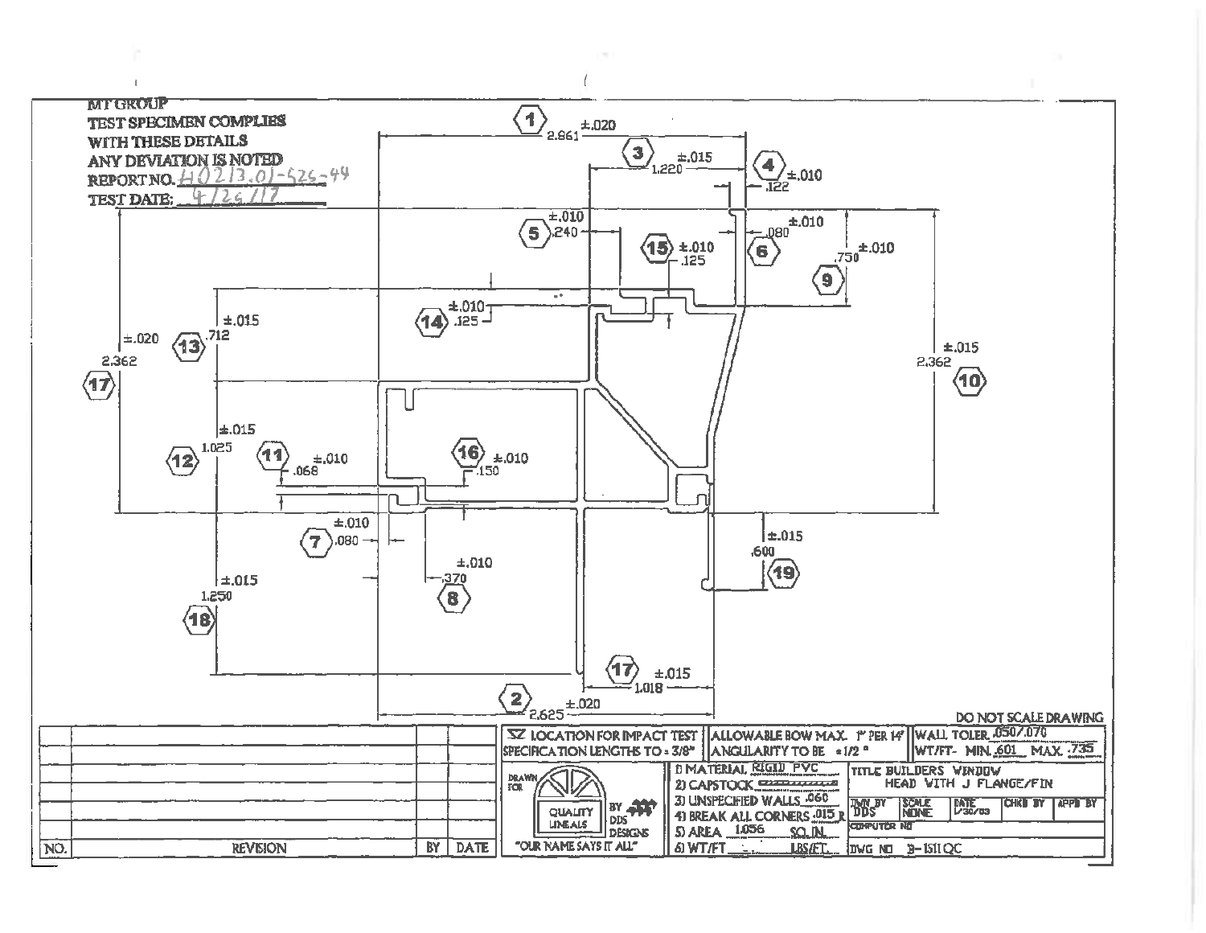MT GROUP
TEST SPECIMEN COMPLIES
WITH THESE DETAILS
ANY DEVIATION IS NOTED
REPORT NO. H0213.01-526-44
TEST DATE: 4/26/17

| No. | Dimension | Tolerance |
|---|---|---|
| 1 | 2.861 | ±.020 |
| 2 | 2.625 | ±.020 |
| 3 | 1.220 | ±.015 |
| 4 | .122 | ±.010 |
| 5 | .240 | ±.010 |
| 6 | .080 | ±.010 |
| 7 | .080 | ±.010 |
| 8 | .370 | ±.010 |
| 9 | .750 | ±.010 |
| 10 | 2.362 | ±.015 |
| 11 | .068 | ±.010 |
| 12 | 1.025 | ±.015 |
| 13 | .712 | ±.015 |
| 14 | .125 | ±.010 |
| 15 | .125 | ±.010 |
| 16 | .150 | ±.010 |
| 17 | 2.362 | ±.020 |
| 17 | 1.018 | ±.015 |
| 18 | 1.250 | ±.015 |
| 19 | .600 | ±.015 |

DO NOT SCALE DRAWING

| NO. | REVISION | BY | DATE |
|---|---|---|---|
| | | | |

LOCATION FOR IMPACT TEST
SPECIFICATION LENGTHS TO ± 3/8"

ALLOWABLE BOW MAX. 1" PER 14'
ANGULARITY TO BE ± 1/2 °

WALL TOLER. .050/.070
WT/FT- MIN. .601 MAX. .735

DRAWN FOR QUALITY LINEALS BY DDS DESIGNS
"OUR NAME SAYS IT ALL"

1) MATERIAL RIGID PVC
2) CAPSTOCK
3) UNSPECIFIED WALLS .060
4) BREAK ALL CORNERS .015 R
5) AREA 1.056 SQ.IN.
6) WT/FT - LBS/FT.

TITLE BUILDERS WINDOW HEAD WITH J FLANGE/FIN

| DWN BY | SCALE | DATE | CHKD BY | APPD BY |
|---|---|---|---|---|
| DDS | NONE | 1/30/03 | | |

COMPUTER NO

DWG NO B-1511QC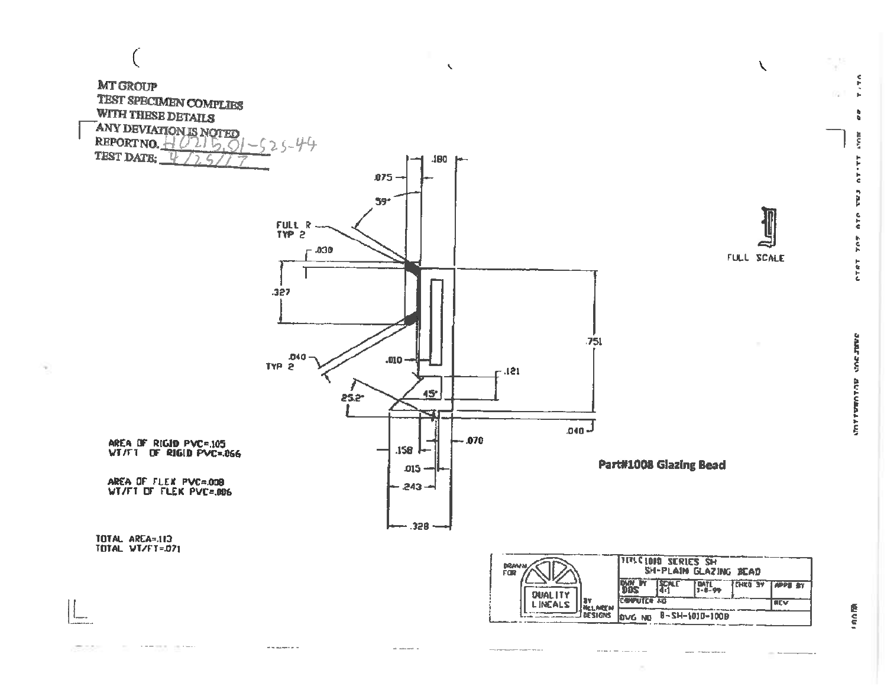MT GROUP
TEST SPECIMEN COMPLIES
WITH THESE DETAILS
ANY DEVIATION IS NOTED
REPORT NO. H0215.01-525-44
TEST DATE: 4/25/17

.180
.075
59°
FULL R
TYP 2
.030
.327
.751
.040
TYP 2
.010
.121
45°
25.2°
.040
.070
.158
.015
.243
.328

FULL SCALE

AREA OF RIGID PVC=.105
WT/FT OF RIGID PVC=.066

AREA OF FLEX PVC=.008
WT/FT OF FLEX PVC=.006

TOTAL AREA=.113
TOTAL WT/FT=.071

**Part#1008 Glazing Bead**

| | | | | | |
|---|---|---|---|---|---|
| DRAWN FOR QUALITY LINEALS BY MCLAREN DESIGNS | TITLE 1010 SERIES SH SH-PLAIN GLAZING BEAD | | | | |
| | DWN BY DDS | SCALE 4:1 | DATE 3-8-99 | CHKD BY | APPD BY |
| | COMPUTER AD | | | | REV |
| | DWG NO B-SH-1010-1008 | | | | |